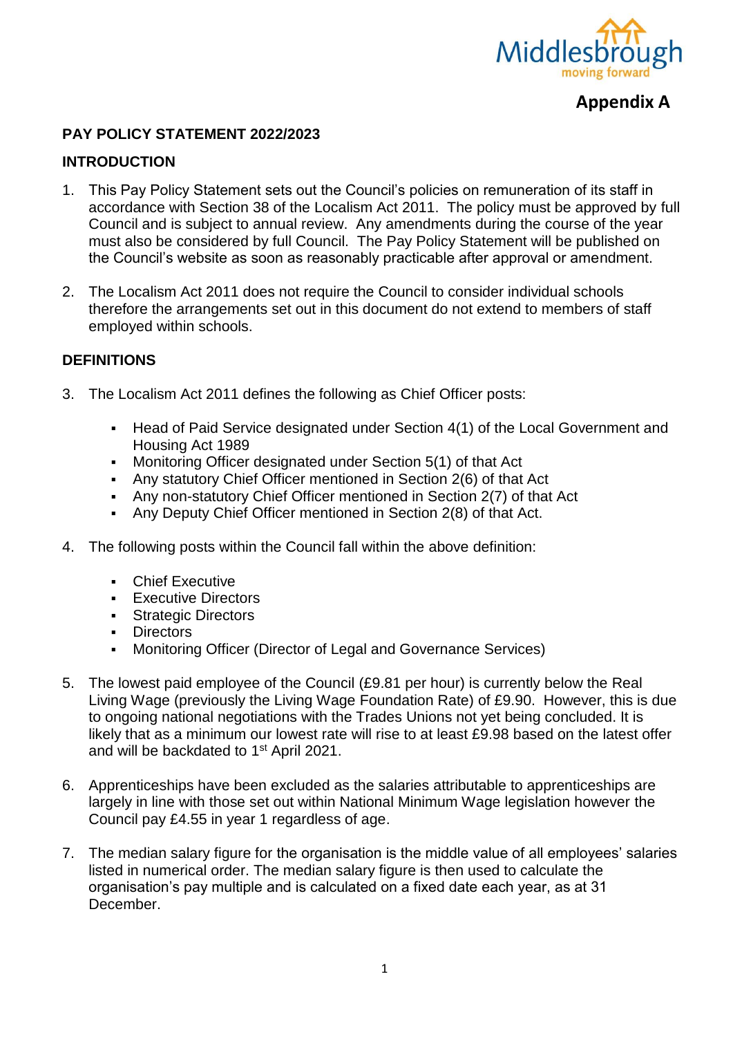**Appendix A**

## PAY POLICY STATEMENT 2022/2023

### INTRODUCTION

1. This Pay Policy Statement sets out the Council's policies on remuneration of its staff in accordance with Section 38 of the Localism Act 2011. The policy must be approved by full Council and is subject to annual review. Any amendments during the course of the year must also be considered by full Council. The Pay Policy Statement will be published on the Council's website as soon as reasonably practicable after approval or amendment.

2. The Localism Act 2011 does not require the Council to consider individual schools therefore the arrangements set out in this document do not extend to members of staff employed within schools.

### DEFINITIONS

3. The Localism Act 2011 defines the following as Chief Officer posts:

   - Head of Paid Service designated under Section 4(1) of the Local Government and Housing Act 1989
   - Monitoring Officer designated under Section 5(1) of that Act
   - Any statutory Chief Officer mentioned in Section 2(6) of that Act
   - Any non-statutory Chief Officer mentioned in Section 2(7) of that Act
   - Any Deputy Chief Officer mentioned in Section 2(8) of that Act.

4. The following posts within the Council fall within the above definition:

   - Chief Executive
   - Executive Directors
   - Strategic Directors
   - Directors
   - Monitoring Officer (Director of Legal and Governance Services)

5. The lowest paid employee of the Council (£9.81 per hour) is currently below the Real Living Wage (previously the Living Wage Foundation Rate) of £9.90. However, this is due to ongoing national negotiations with the Trades Unions not yet being concluded. It is likely that as a minimum our lowest rate will rise to at least £9.98 based on the latest offer and will be backdated to 1st April 2021.

6. Apprenticeships have been excluded as the salaries attributable to apprenticeships are largely in line with those set out within National Minimum Wage legislation however the Council pay £4.55 in year 1 regardless of age.

7. The median salary figure for the organisation is the middle value of all employees' salaries listed in numerical order. The median salary figure is then used to calculate the organisation's pay multiple and is calculated on a fixed date each year, as at 31 December.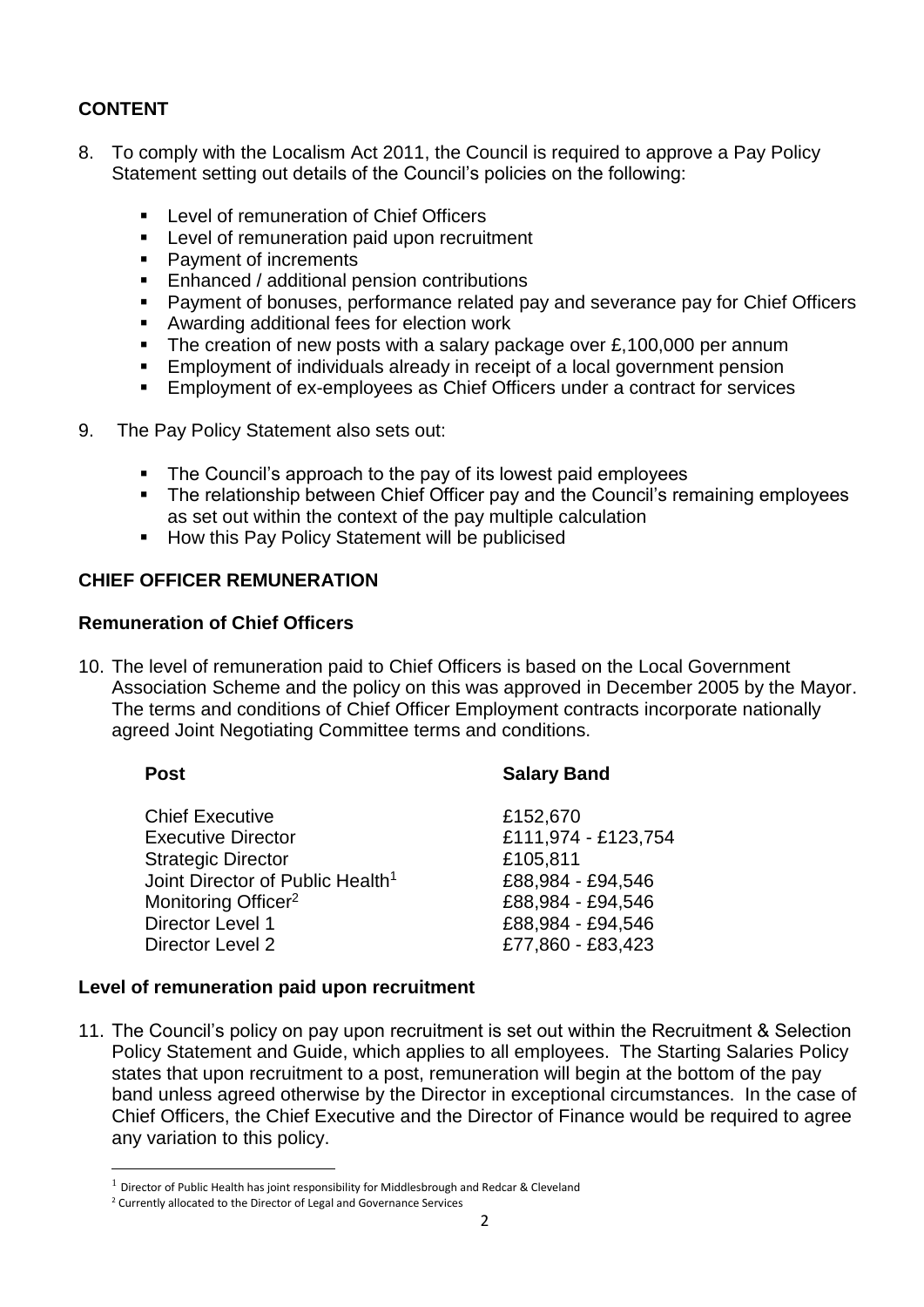## CONTENT

8. To comply with the Localism Act 2011, the Council is required to approve a Pay Policy Statement setting out details of the Council's policies on the following:

   - Level of remuneration of Chief Officers
   - Level of remuneration paid upon recruitment
   - Payment of increments
   - Enhanced / additional pension contributions
   - Payment of bonuses, performance related pay and severance pay for Chief Officers
   - Awarding additional fees for election work
   - The creation of new posts with a salary package over £100,000 per annum
   - Employment of individuals already in receipt of a local government pension
   - Employment of ex-employees as Chief Officers under a contract for services

9. The Pay Policy Statement also sets out:

   - The Council's approach to the pay of its lowest paid employees
   - The relationship between Chief Officer pay and the Council's remaining employees as set out within the context of the pay multiple calculation
   - How this Pay Policy Statement will be publicised

## CHIEF OFFICER REMUNERATION

### Remuneration of Chief Officers

10. The level of remuneration paid to Chief Officers is based on the Local Government Association Scheme and the policy on this was approved in December 2005 by the Mayor. The terms and conditions of Chief Officer Employment contracts incorporate nationally agreed Joint Negotiating Committee terms and conditions.

| Post | Salary Band |
|---|---|
| Chief Executive | £152,670 |
| Executive Director | £111,974 - £123,754 |
| Strategic Director | £105,811 |
| Joint Director of Public Health[1] | £88,984 - £94,546 |
| Monitoring Officer[2] | £88,984 - £94,546 |
| Director Level 1 | £88,984 - £94,546 |
| Director Level 2 | £77,860 - £83,423 |

### Level of remuneration paid upon recruitment

11. The Council's policy on pay upon recruitment is set out within the Recruitment & Selection Policy Statement and Guide, which applies to all employees. The Starting Salaries Policy states that upon recruitment to a post, remuneration will begin at the bottom of the pay band unless agreed otherwise by the Director in exceptional circumstances. In the case of Chief Officers, the Chief Executive and the Director of Finance would be required to agree any variation to this policy.

[1] Director of Public Health has joint responsibility for Middlesbrough and Redcar & Cleveland

[2] Currently allocated to the Director of Legal and Governance Services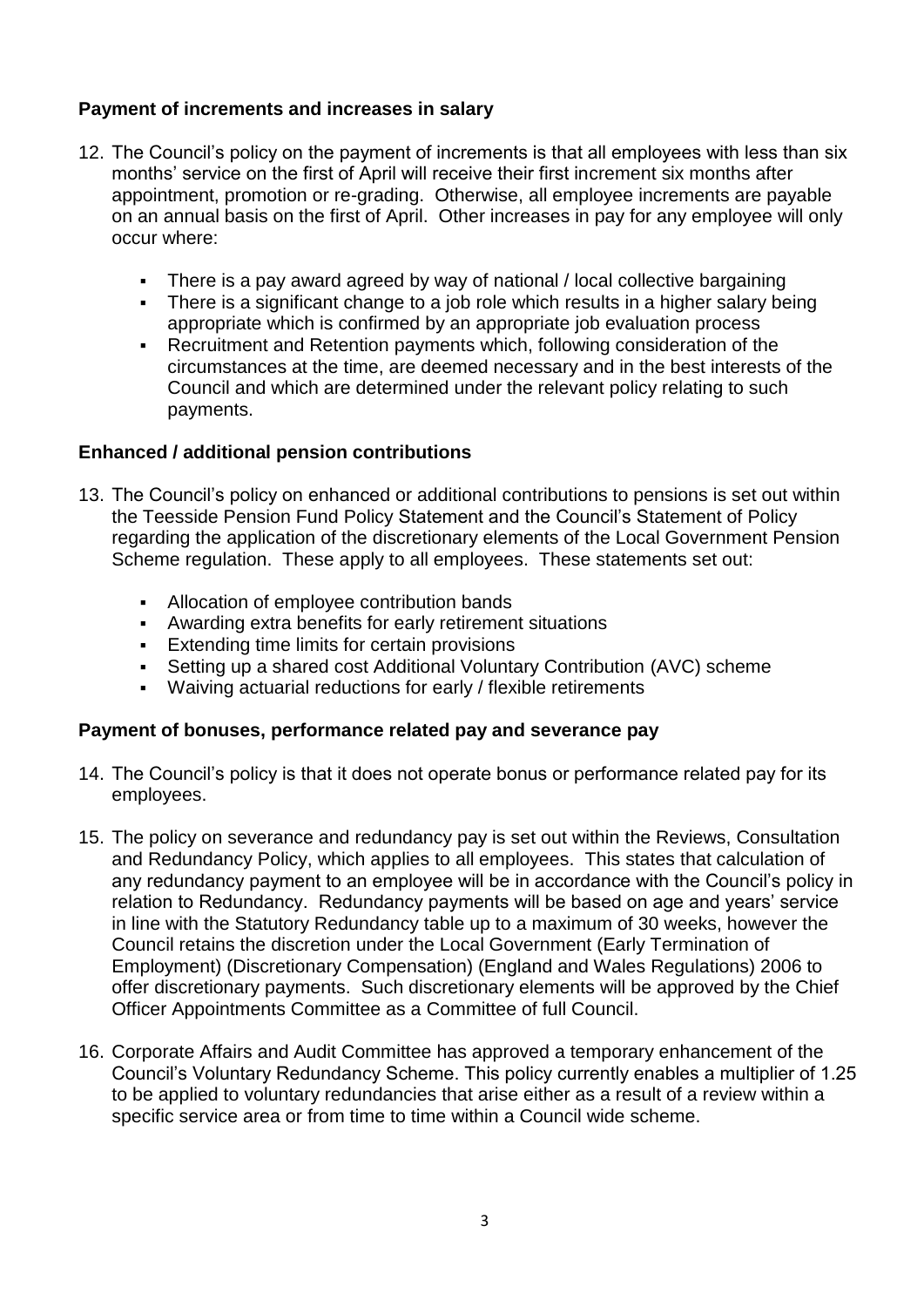**Payment of increments and increases in salary**

12. The Council's policy on the payment of increments is that all employees with less than six months' service on the first of April will receive their first increment six months after appointment, promotion or re-grading. Otherwise, all employee increments are payable on an annual basis on the first of April. Other increases in pay for any employee will only occur where:

    - There is a pay award agreed by way of national / local collective bargaining
    - There is a significant change to a job role which results in a higher salary being appropriate which is confirmed by an appropriate job evaluation process
    - Recruitment and Retention payments which, following consideration of the circumstances at the time, are deemed necessary and in the best interests of the Council and which are determined under the relevant policy relating to such payments.

**Enhanced / additional pension contributions**

13. The Council's policy on enhanced or additional contributions to pensions is set out within the Teesside Pension Fund Policy Statement and the Council's Statement of Policy regarding the application of the discretionary elements of the Local Government Pension Scheme regulation. These apply to all employees. These statements set out:

    - Allocation of employee contribution bands
    - Awarding extra benefits for early retirement situations
    - Extending time limits for certain provisions
    - Setting up a shared cost Additional Voluntary Contribution (AVC) scheme
    - Waiving actuarial reductions for early / flexible retirements

**Payment of bonuses, performance related pay and severance pay**

14. The Council's policy is that it does not operate bonus or performance related pay for its employees.

15. The policy on severance and redundancy pay is set out within the Reviews, Consultation and Redundancy Policy, which applies to all employees. This states that calculation of any redundancy payment to an employee will be in accordance with the Council's policy in relation to Redundancy. Redundancy payments will be based on age and years' service in line with the Statutory Redundancy table up to a maximum of 30 weeks, however the Council retains the discretion under the Local Government (Early Termination of Employment) (Discretionary Compensation) (England and Wales Regulations) 2006 to offer discretionary payments. Such discretionary elements will be approved by the Chief Officer Appointments Committee as a Committee of full Council.

16. Corporate Affairs and Audit Committee has approved a temporary enhancement of the Council's Voluntary Redundancy Scheme. This policy currently enables a multiplier of 1.25 to be applied to voluntary redundancies that arise either as a result of a review within a specific service area or from time to time within a Council wide scheme.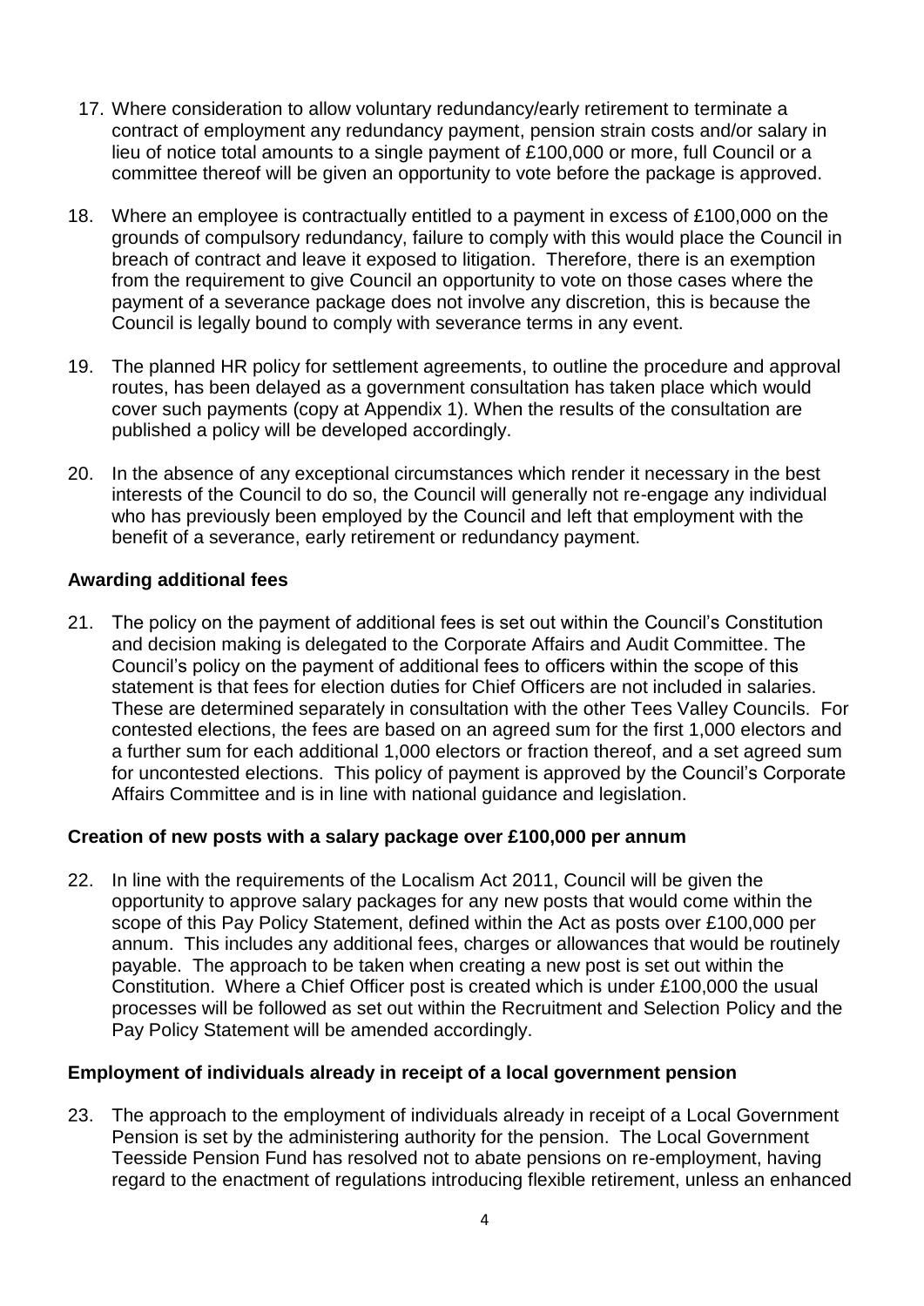17. Where consideration to allow voluntary redundancy/early retirement to terminate a contract of employment any redundancy payment, pension strain costs and/or salary in lieu of notice total amounts to a single payment of £100,000 or more, full Council or a committee thereof will be given an opportunity to vote before the package is approved.

18. Where an employee is contractually entitled to a payment in excess of £100,000 on the grounds of compulsory redundancy, failure to comply with this would place the Council in breach of contract and leave it exposed to litigation. Therefore, there is an exemption from the requirement to give Council an opportunity to vote on those cases where the payment of a severance package does not involve any discretion, this is because the Council is legally bound to comply with severance terms in any event.

19. The planned HR policy for settlement agreements, to outline the procedure and approval routes, has been delayed as a government consultation has taken place which would cover such payments (copy at Appendix 1). When the results of the consultation are published a policy will be developed accordingly.

20. In the absence of any exceptional circumstances which render it necessary in the best interests of the Council to do so, the Council will generally not re-engage any individual who has previously been employed by the Council and left that employment with the benefit of a severance, early retirement or redundancy payment.

**Awarding additional fees**

21. The policy on the payment of additional fees is set out within the Council's Constitution and decision making is delegated to the Corporate Affairs and Audit Committee. The Council's policy on the payment of additional fees to officers within the scope of this statement is that fees for election duties for Chief Officers are not included in salaries. These are determined separately in consultation with the other Tees Valley Councils. For contested elections, the fees are based on an agreed sum for the first 1,000 electors and a further sum for each additional 1,000 electors or fraction thereof, and a set agreed sum for uncontested elections. This policy of payment is approved by the Council's Corporate Affairs Committee and is in line with national guidance and legislation.

**Creation of new posts with a salary package over £100,000 per annum**

22. In line with the requirements of the Localism Act 2011, Council will be given the opportunity to approve salary packages for any new posts that would come within the scope of this Pay Policy Statement, defined within the Act as posts over £100,000 per annum. This includes any additional fees, charges or allowances that would be routinely payable. The approach to be taken when creating a new post is set out within the Constitution. Where a Chief Officer post is created which is under £100,000 the usual processes will be followed as set out within the Recruitment and Selection Policy and the Pay Policy Statement will be amended accordingly.

**Employment of individuals already in receipt of a local government pension**

23. The approach to the employment of individuals already in receipt of a Local Government Pension is set by the administering authority for the pension. The Local Government Teesside Pension Fund has resolved not to abate pensions on re-employment, having regard to the enactment of regulations introducing flexible retirement, unless an enhanced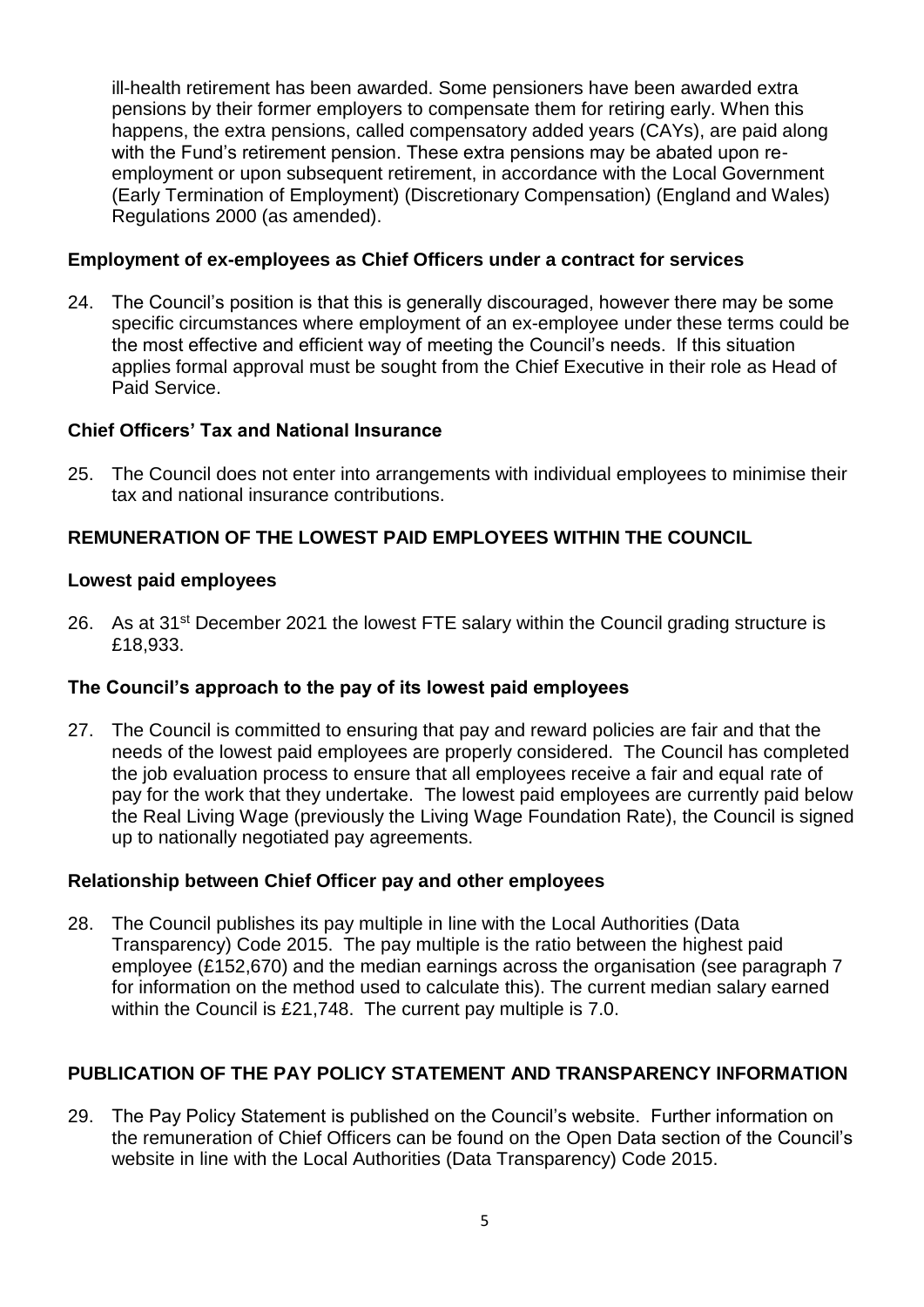ill-health retirement has been awarded. Some pensioners have been awarded extra pensions by their former employers to compensate them for retiring early. When this happens, the extra pensions, called compensatory added years (CAYs), are paid along with the Fund's retirement pension. These extra pensions may be abated upon re-employment or upon subsequent retirement, in accordance with the Local Government (Early Termination of Employment) (Discretionary Compensation) (England and Wales) Regulations 2000 (as amended).

### Employment of ex-employees as Chief Officers under a contract for services

24. The Council's position is that this is generally discouraged, however there may be some specific circumstances where employment of an ex-employee under these terms could be the most effective and efficient way of meeting the Council's needs. If this situation applies formal approval must be sought from the Chief Executive in their role as Head of Paid Service.

### Chief Officers' Tax and National Insurance

25. The Council does not enter into arrangements with individual employees to minimise their tax and national insurance contributions.

## REMUNERATION OF THE LOWEST PAID EMPLOYEES WITHIN THE COUNCIL

### Lowest paid employees

26. As at 31st December 2021 the lowest FTE salary within the Council grading structure is £18,933.

### The Council's approach to the pay of its lowest paid employees

27. The Council is committed to ensuring that pay and reward policies are fair and that the needs of the lowest paid employees are properly considered. The Council has completed the job evaluation process to ensure that all employees receive a fair and equal rate of pay for the work that they undertake. The lowest paid employees are currently paid below the Real Living Wage (previously the Living Wage Foundation Rate), the Council is signed up to nationally negotiated pay agreements.

### Relationship between Chief Officer pay and other employees

28. The Council publishes its pay multiple in line with the Local Authorities (Data Transparency) Code 2015. The pay multiple is the ratio between the highest paid employee (£152,670) and the median earnings across the organisation (see paragraph 7 for information on the method used to calculate this). The current median salary earned within the Council is £21,748. The current pay multiple is 7.0.

## PUBLICATION OF THE PAY POLICY STATEMENT AND TRANSPARENCY INFORMATION

29. The Pay Policy Statement is published on the Council's website. Further information on the remuneration of Chief Officers can be found on the Open Data section of the Council's website in line with the Local Authorities (Data Transparency) Code 2015.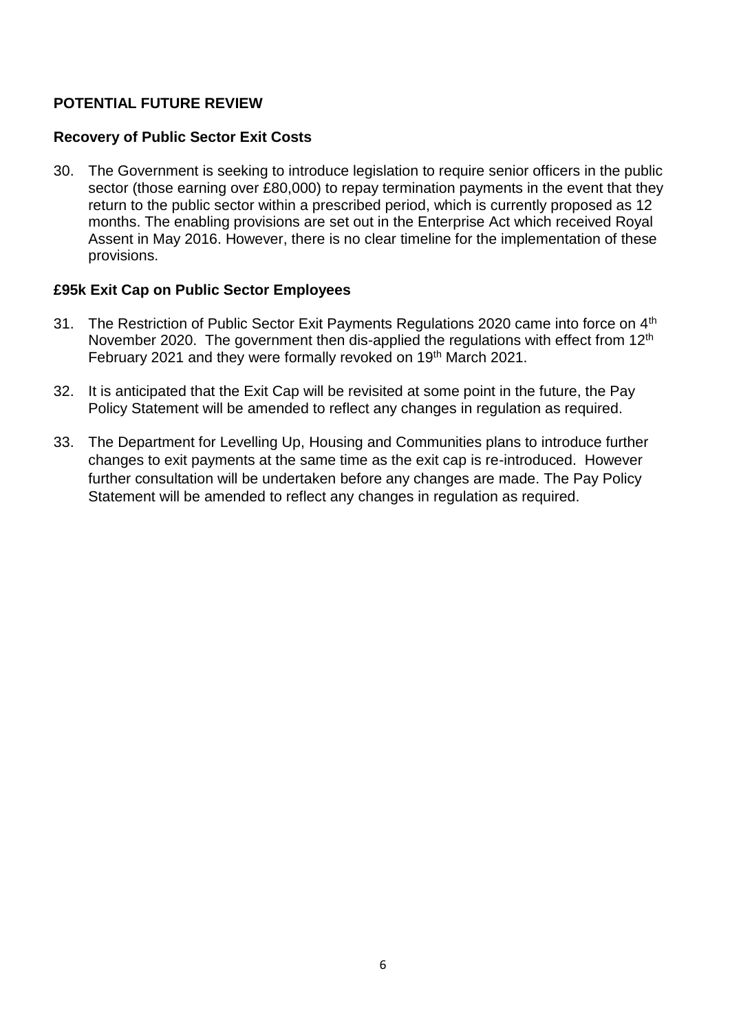## POTENTIAL FUTURE REVIEW

### Recovery of Public Sector Exit Costs

30. The Government is seeking to introduce legislation to require senior officers in the public sector (those earning over £80,000) to repay termination payments in the event that they return to the public sector within a prescribed period, which is currently proposed as 12 months. The enabling provisions are set out in the Enterprise Act which received Royal Assent in May 2016. However, there is no clear timeline for the implementation of these provisions.

### £95k Exit Cap on Public Sector Employees

31. The Restriction of Public Sector Exit Payments Regulations 2020 came into force on 4th November 2020. The government then dis-applied the regulations with effect from 12th February 2021 and they were formally revoked on 19th March 2021.

32. It is anticipated that the Exit Cap will be revisited at some point in the future, the Pay Policy Statement will be amended to reflect any changes in regulation as required.

33. The Department for Levelling Up, Housing and Communities plans to introduce further changes to exit payments at the same time as the exit cap is re-introduced. However further consultation will be undertaken before any changes are made. The Pay Policy Statement will be amended to reflect any changes in regulation as required.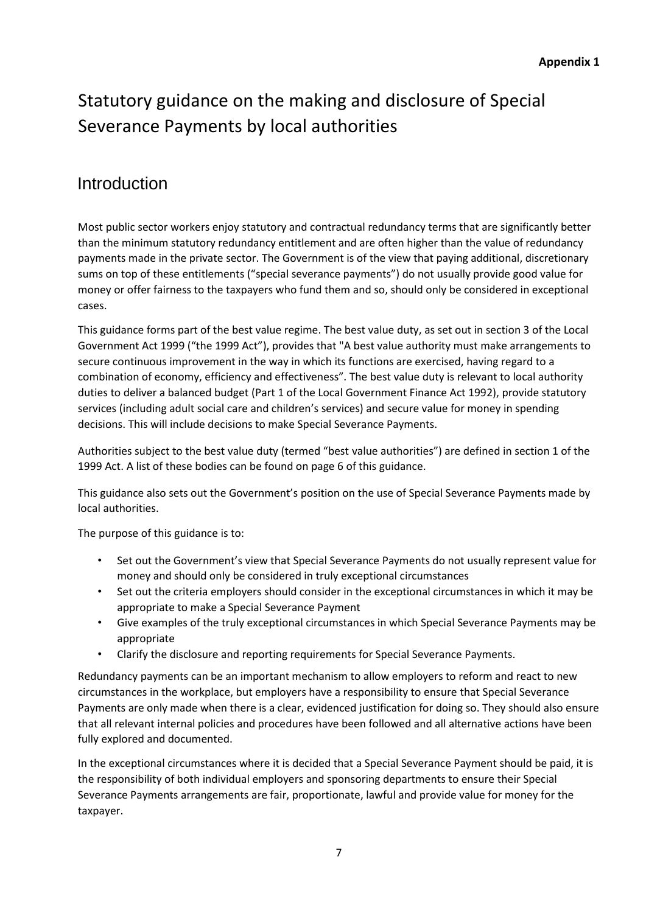**Appendix 1**

# Statutory guidance on the making and disclosure of Special Severance Payments by local authorities

## Introduction

Most public sector workers enjoy statutory and contractual redundancy terms that are significantly better than the minimum statutory redundancy entitlement and are often higher than the value of redundancy payments made in the private sector. The Government is of the view that paying additional, discretionary sums on top of these entitlements ("special severance payments") do not usually provide good value for money or offer fairness to the taxpayers who fund them and so, should only be considered in exceptional cases.

This guidance forms part of the best value regime. The best value duty, as set out in section 3 of the Local Government Act 1999 ("the 1999 Act"), provides that "A best value authority must make arrangements to secure continuous improvement in the way in which its functions are exercised, having regard to a combination of economy, efficiency and effectiveness". The best value duty is relevant to local authority duties to deliver a balanced budget (Part 1 of the Local Government Finance Act 1992), provide statutory services (including adult social care and children's services) and secure value for money in spending decisions. This will include decisions to make Special Severance Payments.

Authorities subject to the best value duty (termed "best value authorities") are defined in section 1 of the 1999 Act. A list of these bodies can be found on page 6 of this guidance.

This guidance also sets out the Government's position on the use of Special Severance Payments made by local authorities.

The purpose of this guidance is to:

- Set out the Government's view that Special Severance Payments do not usually represent value for money and should only be considered in truly exceptional circumstances
- Set out the criteria employers should consider in the exceptional circumstances in which it may be appropriate to make a Special Severance Payment
- Give examples of the truly exceptional circumstances in which Special Severance Payments may be appropriate
- Clarify the disclosure and reporting requirements for Special Severance Payments.

Redundancy payments can be an important mechanism to allow employers to reform and react to new circumstances in the workplace, but employers have a responsibility to ensure that Special Severance Payments are only made when there is a clear, evidenced justification for doing so. They should also ensure that all relevant internal policies and procedures have been followed and all alternative actions have been fully explored and documented.

In the exceptional circumstances where it is decided that a Special Severance Payment should be paid, it is the responsibility of both individual employers and sponsoring departments to ensure their Special Severance Payments arrangements are fair, proportionate, lawful and provide value for money for the taxpayer.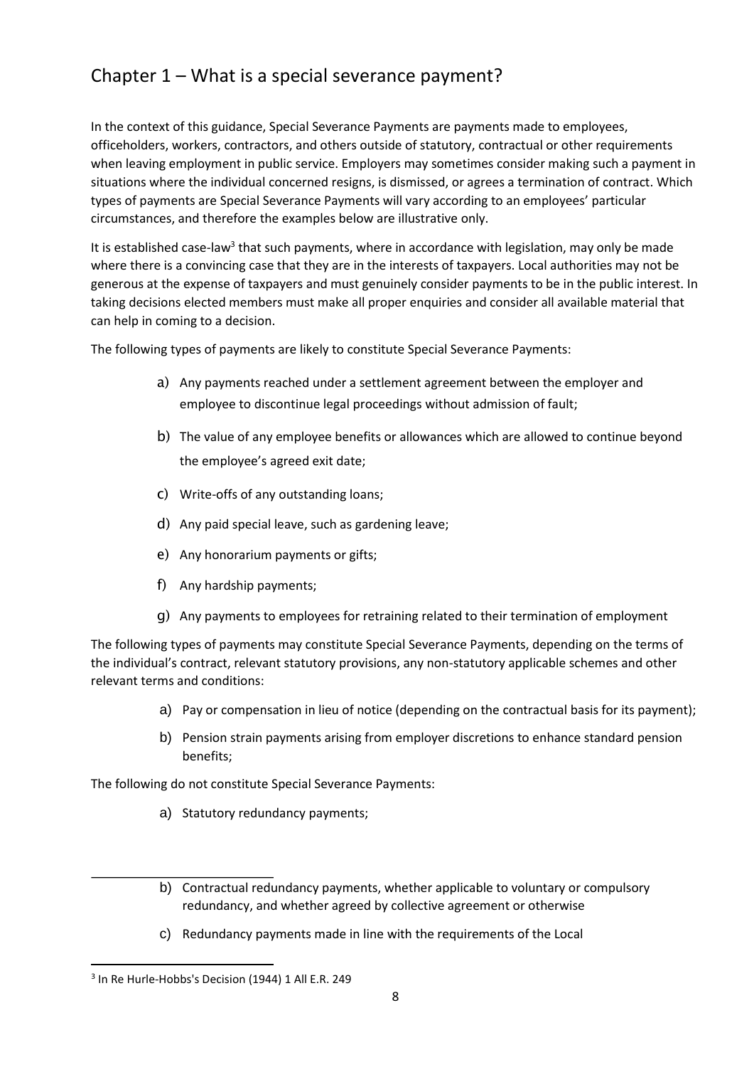## Chapter 1 – What is a special severance payment?

In the context of this guidance, Special Severance Payments are payments made to employees, officeholders, workers, contractors, and others outside of statutory, contractual or other requirements when leaving employment in public service. Employers may sometimes consider making such a payment in situations where the individual concerned resigns, is dismissed, or agrees a termination of contract. Which types of payments are Special Severance Payments will vary according to an employees' particular circumstances, and therefore the examples below are illustrative only.

It is established case-law[3] that such payments, where in accordance with legislation, may only be made where there is a convincing case that they are in the interests of taxpayers. Local authorities may not be generous at the expense of taxpayers and must genuinely consider payments to be in the public interest. In taking decisions elected members must make all proper enquiries and consider all available material that can help in coming to a decision.

The following types of payments are likely to constitute Special Severance Payments:

a) Any payments reached under a settlement agreement between the employer and employee to discontinue legal proceedings without admission of fault;

b) The value of any employee benefits or allowances which are allowed to continue beyond the employee's agreed exit date;

c) Write-offs of any outstanding loans;

d) Any paid special leave, such as gardening leave;

e) Any honorarium payments or gifts;

f) Any hardship payments;

g) Any payments to employees for retraining related to their termination of employment

The following types of payments may constitute Special Severance Payments, depending on the terms of the individual's contract, relevant statutory provisions, any non-statutory applicable schemes and other relevant terms and conditions:

a) Pay or compensation in lieu of notice (depending on the contractual basis for its payment);

b) Pension strain payments arising from employer discretions to enhance standard pension benefits;

The following do not constitute Special Severance Payments:

a) Statutory redundancy payments;

b) Contractual redundancy payments, whether applicable to voluntary or compulsory redundancy, and whether agreed by collective agreement or otherwise

c) Redundancy payments made in line with the requirements of the Local

[3] In Re Hurle-Hobbs's Decision (1944) 1 All E.R. 249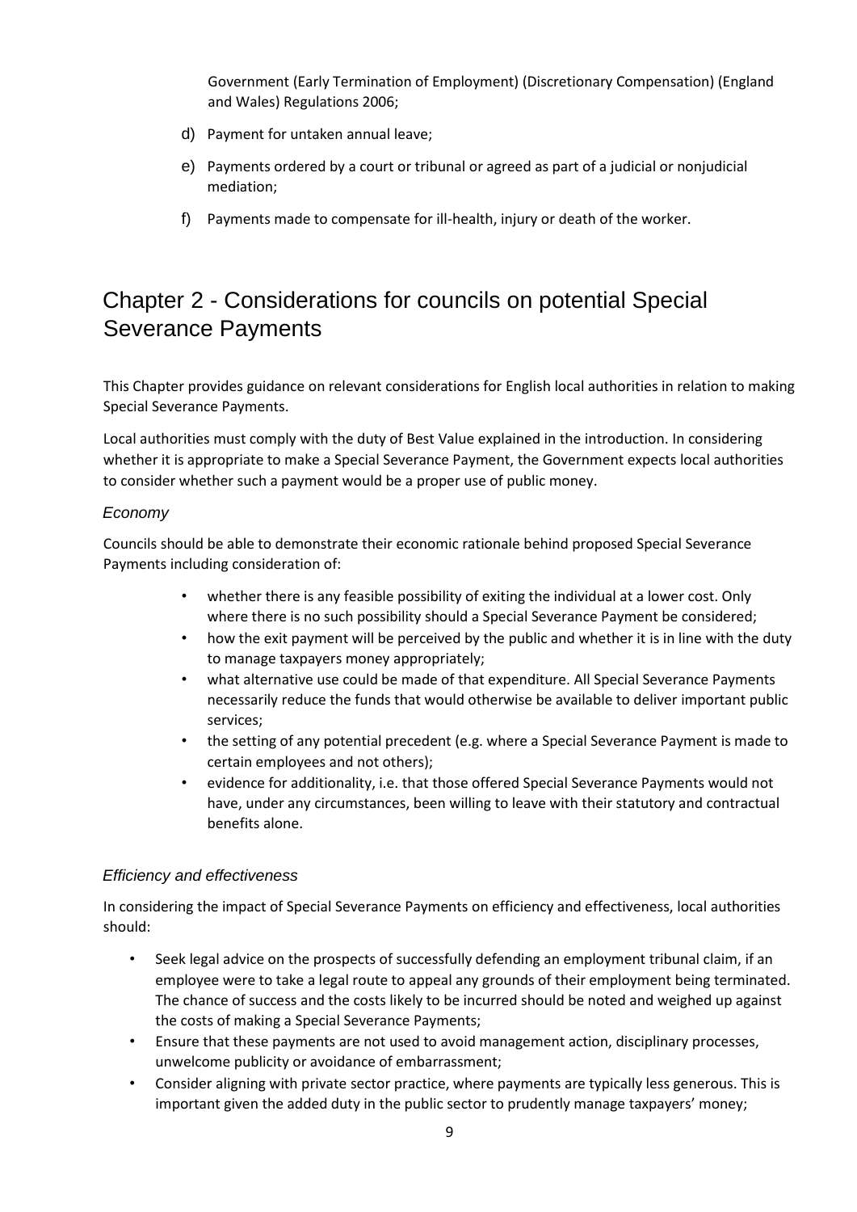Government (Early Termination of Employment) (Discretionary Compensation) (England and Wales) Regulations 2006;

d) Payment for untaken annual leave;

e) Payments ordered by a court or tribunal or agreed as part of a judicial or nonjudicial mediation;

f) Payments made to compensate for ill-health, injury or death of the worker.

# Chapter 2 - Considerations for councils on potential Special Severance Payments

This Chapter provides guidance on relevant considerations for English local authorities in relation to making Special Severance Payments.

Local authorities must comply with the duty of Best Value explained in the introduction. In considering whether it is appropriate to make a Special Severance Payment, the Government expects local authorities to consider whether such a payment would be a proper use of public money.

### *Economy*

Councils should be able to demonstrate their economic rationale behind proposed Special Severance Payments including consideration of:

- whether there is any feasible possibility of exiting the individual at a lower cost. Only where there is no such possibility should a Special Severance Payment be considered;
- how the exit payment will be perceived by the public and whether it is in line with the duty to manage taxpayers money appropriately;
- what alternative use could be made of that expenditure. All Special Severance Payments necessarily reduce the funds that would otherwise be available to deliver important public services;
- the setting of any potential precedent (e.g. where a Special Severance Payment is made to certain employees and not others);
- evidence for additionality, i.e. that those offered Special Severance Payments would not have, under any circumstances, been willing to leave with their statutory and contractual benefits alone.

### *Efficiency and effectiveness*

In considering the impact of Special Severance Payments on efficiency and effectiveness, local authorities should:

- Seek legal advice on the prospects of successfully defending an employment tribunal claim, if an employee were to take a legal route to appeal any grounds of their employment being terminated. The chance of success and the costs likely to be incurred should be noted and weighed up against the costs of making a Special Severance Payments;
- Ensure that these payments are not used to avoid management action, disciplinary processes, unwelcome publicity or avoidance of embarrassment;
- Consider aligning with private sector practice, where payments are typically less generous. This is important given the added duty in the public sector to prudently manage taxpayers' money;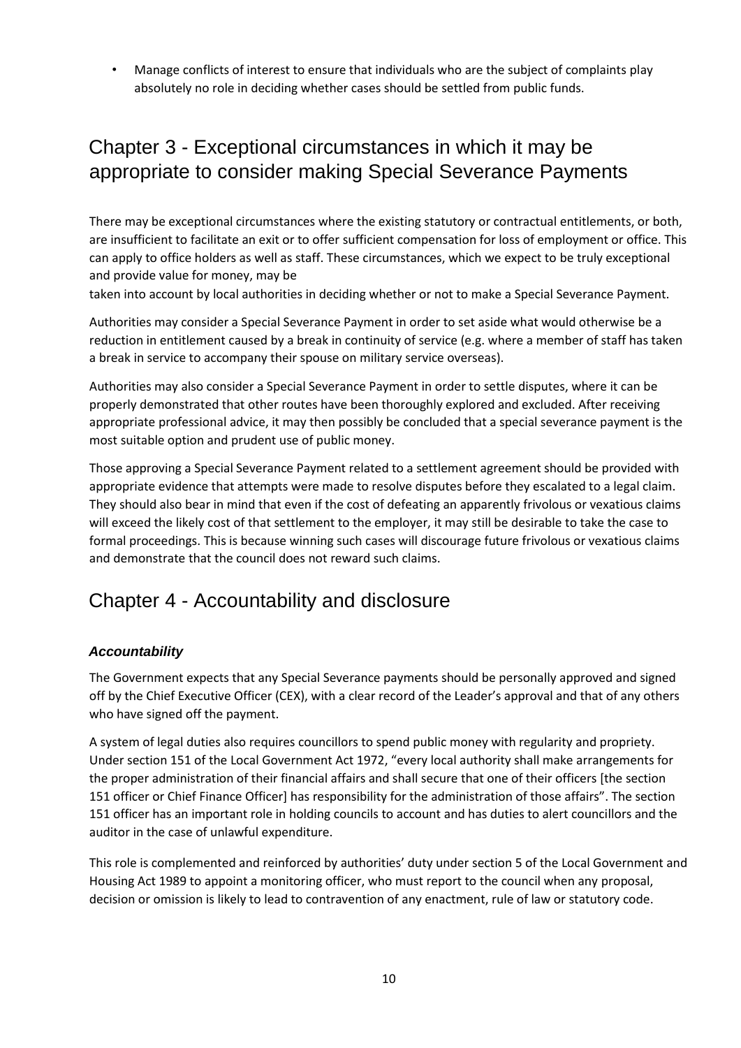- Manage conflicts of interest to ensure that individuals who are the subject of complaints play absolutely no role in deciding whether cases should be settled from public funds.

## Chapter 3 - Exceptional circumstances in which it may be appropriate to consider making Special Severance Payments

There may be exceptional circumstances where the existing statutory or contractual entitlements, or both, are insufficient to facilitate an exit or to offer sufficient compensation for loss of employment or office. This can apply to office holders as well as staff. These circumstances, which we expect to be truly exceptional and provide value for money, may be taken into account by local authorities in deciding whether or not to make a Special Severance Payment.

Authorities may consider a Special Severance Payment in order to set aside what would otherwise be a reduction in entitlement caused by a break in continuity of service (e.g. where a member of staff has taken a break in service to accompany their spouse on military service overseas).

Authorities may also consider a Special Severance Payment in order to settle disputes, where it can be properly demonstrated that other routes have been thoroughly explored and excluded. After receiving appropriate professional advice, it may then possibly be concluded that a special severance payment is the most suitable option and prudent use of public money.

Those approving a Special Severance Payment related to a settlement agreement should be provided with appropriate evidence that attempts were made to resolve disputes before they escalated to a legal claim. They should also bear in mind that even if the cost of defeating an apparently frivolous or vexatious claims will exceed the likely cost of that settlement to the employer, it may still be desirable to take the case to formal proceedings. This is because winning such cases will discourage future frivolous or vexatious claims and demonstrate that the council does not reward such claims.

## Chapter 4 - Accountability and disclosure

### *Accountability*

The Government expects that any Special Severance payments should be personally approved and signed off by the Chief Executive Officer (CEX), with a clear record of the Leader's approval and that of any others who have signed off the payment.

A system of legal duties also requires councillors to spend public money with regularity and propriety. Under section 151 of the Local Government Act 1972, "every local authority shall make arrangements for the proper administration of their financial affairs and shall secure that one of their officers [the section 151 officer or Chief Finance Officer] has responsibility for the administration of those affairs". The section 151 officer has an important role in holding councils to account and has duties to alert councillors and the auditor in the case of unlawful expenditure.

This role is complemented and reinforced by authorities' duty under section 5 of the Local Government and Housing Act 1989 to appoint a monitoring officer, who must report to the council when any proposal, decision or omission is likely to lead to contravention of any enactment, rule of law or statutory code.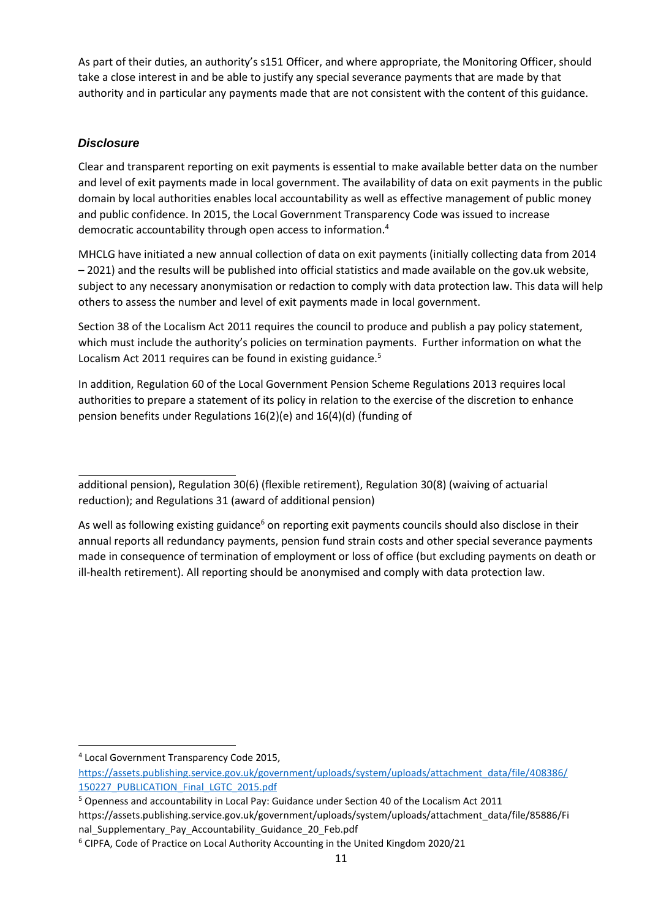As part of their duties, an authority's s151 Officer, and where appropriate, the Monitoring Officer, should take a close interest in and be able to justify any special severance payments that are made by that authority and in particular any payments made that are not consistent with the content of this guidance.

### *Disclosure*

Clear and transparent reporting on exit payments is essential to make available better data on the number and level of exit payments made in local government. The availability of data on exit payments in the public domain by local authorities enables local accountability as well as effective management of public money and public confidence. In 2015, the Local Government Transparency Code was issued to increase democratic accountability through open access to information.[4]

MHCLG have initiated a new annual collection of data on exit payments (initially collecting data from 2014 – 2021) and the results will be published into official statistics and made available on the gov.uk website, subject to any necessary anonymisation or redaction to comply with data protection law. This data will help others to assess the number and level of exit payments made in local government.

Section 38 of the Localism Act 2011 requires the council to produce and publish a pay policy statement, which must include the authority's policies on termination payments. Further information on what the Localism Act 2011 requires can be found in existing guidance.[5]

In addition, Regulation 60 of the Local Government Pension Scheme Regulations 2013 requires local authorities to prepare a statement of its policy in relation to the exercise of the discretion to enhance pension benefits under Regulations 16(2)(e) and 16(4)(d) (funding of additional pension), Regulation 30(6) (flexible retirement), Regulation 30(8) (waiving of actuarial reduction); and Regulations 31 (award of additional pension)

As well as following existing guidance[6] on reporting exit payments councils should also disclose in their annual reports all redundancy payments, pension fund strain costs and other special severance payments made in consequence of termination of employment or loss of office (but excluding payments on death or ill-health retirement). All reporting should be anonymised and comply with data protection law.

---

[4] Local Government Transparency Code 2015, https://assets.publishing.service.gov.uk/government/uploads/system/uploads/attachment_data/file/408386/150227_PUBLICATION_Final_LGTC_2015.pdf

[5] Openness and accountability in Local Pay: Guidance under Section 40 of the Localism Act 2011 https://assets.publishing.service.gov.uk/government/uploads/system/uploads/attachment_data/file/85886/Final_Supplementary_Pay_Accountability_Guidance_20_Feb.pdf

[6] CIPFA, Code of Practice on Local Authority Accounting in the United Kingdom 2020/21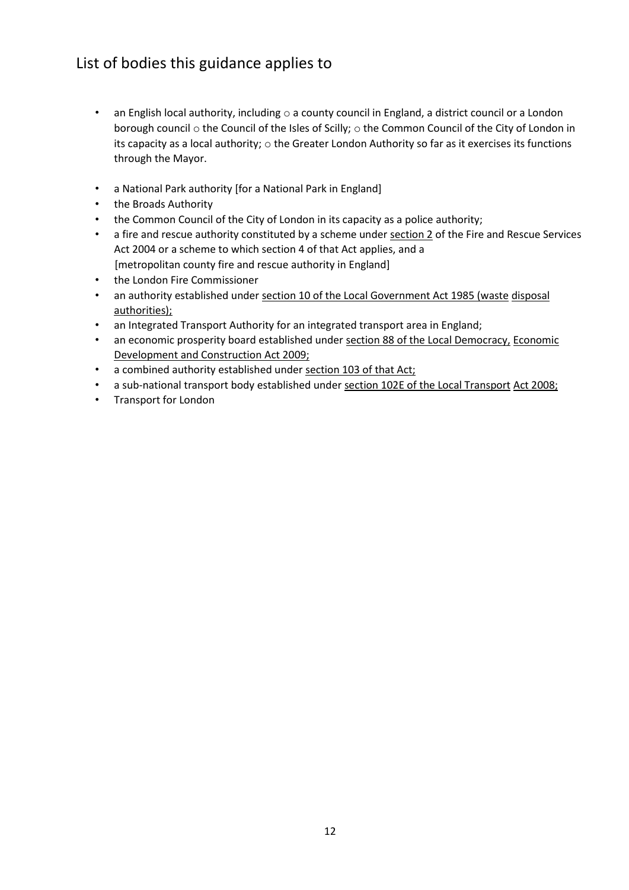## List of bodies this guidance applies to

- an English local authority, including ○ a county council in England, a district council or a London borough council ○ the Council of the Isles of Scilly; ○ the Common Council of the City of London in its capacity as a local authority; ○ the Greater London Authority so far as it exercises its functions through the Mayor.
- a National Park authority [for a National Park in England]
- the Broads Authority
- the Common Council of the City of London in its capacity as a police authority;
- a fire and rescue authority constituted by a scheme under section 2 of the Fire and Rescue Services Act 2004 or a scheme to which section 4 of that Act applies, and a [metropolitan county fire and rescue authority in England]
- the London Fire Commissioner
- an authority established under section 10 of the Local Government Act 1985 (waste disposal authorities);
- an Integrated Transport Authority for an integrated transport area in England;
- an economic prosperity board established under section 88 of the Local Democracy, Economic Development and Construction Act 2009;
- a combined authority established under section 103 of that Act;
- a sub-national transport body established under section 102E of the Local Transport Act 2008;
- Transport for London